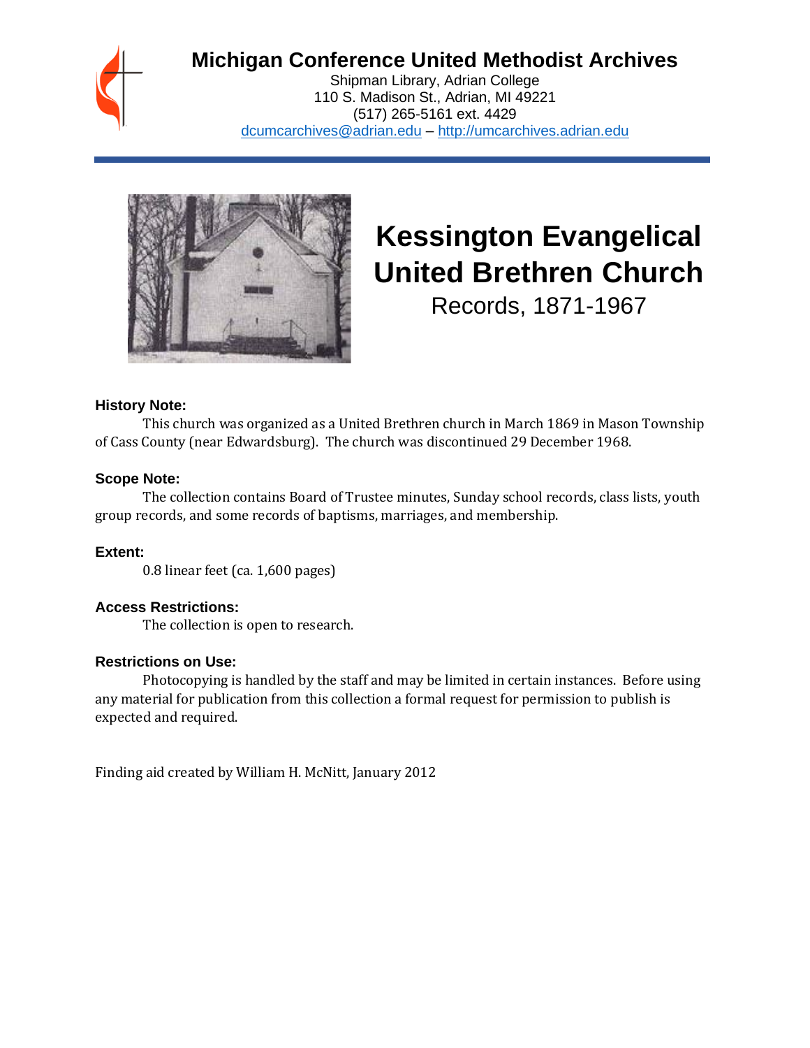# Michigan Conference United Methodist Archives

Shipman Library, Adrian College
110 S. Madison St., Adrian, MI 49221
(517) 265-5161 ext. 4429
dcumcarchives@adrian.edu – http://umcarchives.adrian.edu

# Kessington Evangelical United Brethren Church

Records, 1871-1967

### History Note:

This church was organized as a United Brethren church in March 1869 in Mason Township of Cass County (near Edwardsburg). The church was discontinued 29 December 1968.

### Scope Note:

The collection contains Board of Trustee minutes, Sunday school records, class lists, youth group records, and some records of baptisms, marriages, and membership.

### Extent:

0.8 linear feet (ca. 1,600 pages)

### Access Restrictions:

The collection is open to research.

### Restrictions on Use:

Photocopying is handled by the staff and may be limited in certain instances. Before using any material for publication from this collection a formal request for permission to publish is expected and required.

Finding aid created by William H. McNitt, January 2012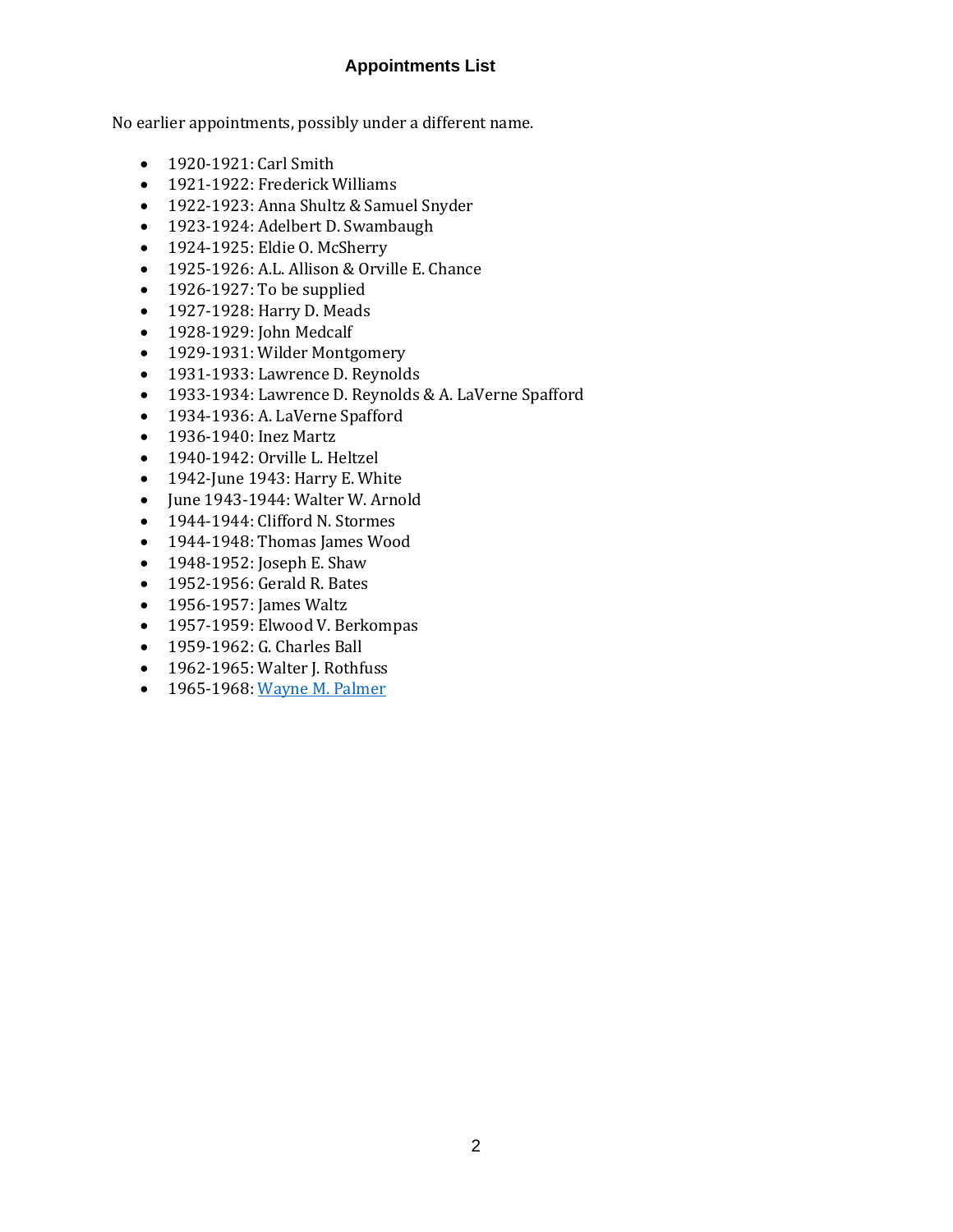## Appointments List

No earlier appointments, possibly under a different name.

- 1920-1921: Carl Smith
- 1921-1922: Frederick Williams
- 1922-1923: Anna Shultz & Samuel Snyder
- 1923-1924: Adelbert D. Swambaugh
- 1924-1925: Eldie O. McSherry
- 1925-1926: A.L. Allison & Orville E. Chance
- 1926-1927: To be supplied
- 1927-1928: Harry D. Meads
- 1928-1929: John Medcalf
- 1929-1931: Wilder Montgomery
- 1931-1933: Lawrence D. Reynolds
- 1933-1934: Lawrence D. Reynolds & A. LaVerne Spafford
- 1934-1936: A. LaVerne Spafford
- 1936-1940: Inez Martz
- 1940-1942: Orville L. Heltzel
- 1942-June 1943: Harry E. White
- June 1943-1944: Walter W. Arnold
- 1944-1944: Clifford N. Stormes
- 1944-1948: Thomas James Wood
- 1948-1952: Joseph E. Shaw
- 1952-1956: Gerald R. Bates
- 1956-1957: James Waltz
- 1957-1959: Elwood V. Berkompas
- 1959-1962: G. Charles Ball
- 1962-1965: Walter J. Rothfuss
- 1965-1968: Wayne M. Palmer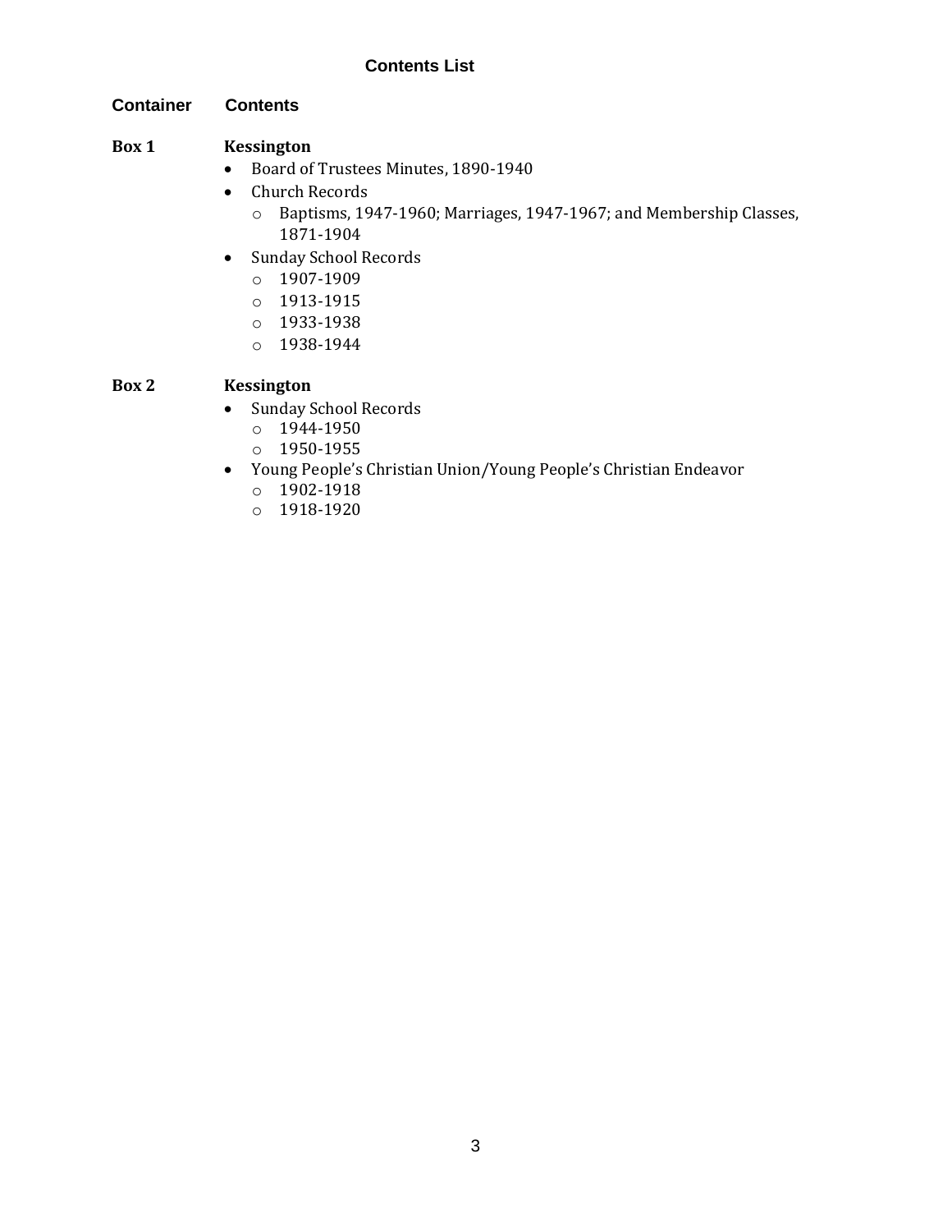## Contents List

| Container | Contents |
| --- | --- |
| **Box 1** | **Kessington** |

- Board of Trustees Minutes, 1890-1940
- Church Records
  - Baptisms, 1947-1960; Marriages, 1947-1967; and Membership Classes, 1871-1904
- Sunday School Records
  - 1907-1909
  - 1913-1915
  - 1933-1938
  - 1938-1944

| | |
| --- | --- |
| **Box 2** | **Kessington** |

- Sunday School Records
  - 1944-1950
  - 1950-1955
- Young People's Christian Union/Young People's Christian Endeavor
  - 1902-1918
  - 1918-1920